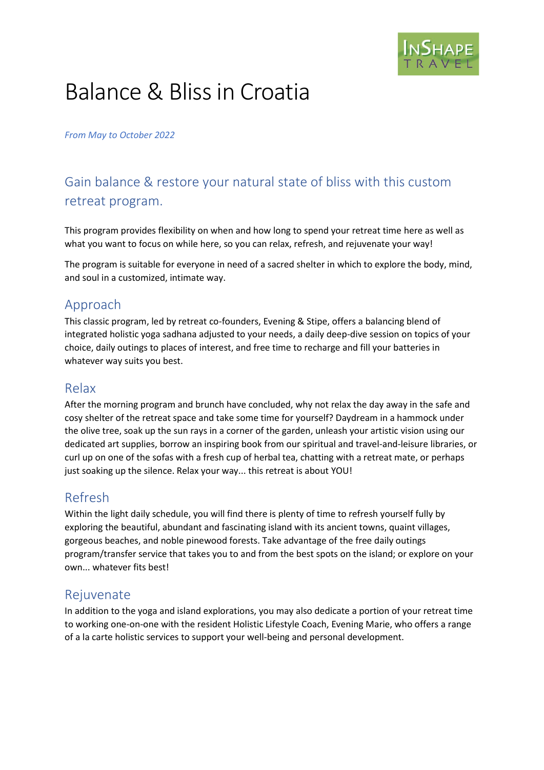# Balance & Bliss in Croatia

*From May to October 2022*

## Gain balance & restore your natural state of bliss with this custom retreat program.

This program provides flexibility on when and how long to spend your retreat time here as well as what you want to focus on while here, so you can relax, refresh, and rejuvenate your way!

The program is suitable for everyone in need of a sacred shelter in which to explore the body, mind, and soul in a customized, intimate way.

### Approach

This classic program, led by retreat co-founders, Evening & Stipe, offers a balancing blend of integrated holistic yoga sadhana adjusted to your needs, a daily deep-dive session on topics of your choice, daily outings to places of interest, and free time to recharge and fill your batteries in whatever way suits you best.

### Relax

After the morning program and brunch have concluded, why not relax the day away in the safe and cosy shelter of the retreat space and take some time for yourself? Daydream in a hammock under the olive tree, soak up the sun rays in a corner of the garden, unleash your artistic vision using our dedicated art supplies, borrow an inspiring book from our spiritual and travel-and-leisure libraries, or curl up on one of the sofas with a fresh cup of herbal tea, chatting with a retreat mate, or perhaps just soaking up the silence. Relax your way... this retreat is about YOU!

### Refresh

Within the light daily schedule, you will find there is plenty of time to refresh yourself fully by exploring the beautiful, abundant and fascinating island with its ancient towns, quaint villages, gorgeous beaches, and noble pinewood forests. Take advantage of the free daily outings program/transfer service that takes you to and from the best spots on the island; or explore on your own... whatever fits best!

### Rejuvenate

In addition to the yoga and island explorations, you may also dedicate a portion of your retreat time to working one-on-one with the resident Holistic Lifestyle Coach, Evening Marie, who offers a range of a la carte holistic services to support your well-being and personal development.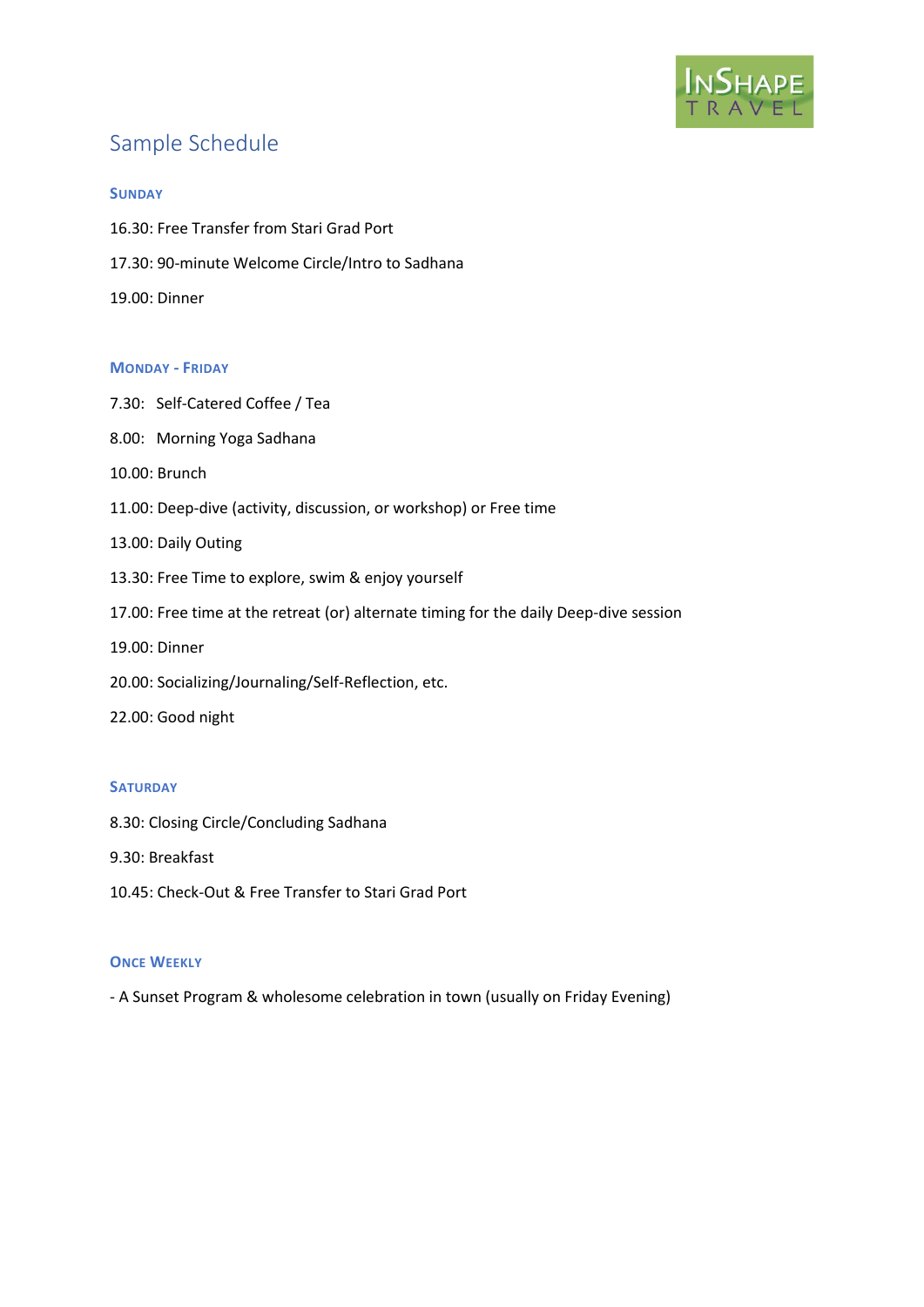# Sample Schedule

### Sunday

16.30: Free Transfer from Stari Grad Port

17.30: 90-minute Welcome Circle/Intro to Sadhana

19.00: Dinner

### Monday - Friday

7.30: Self-Catered Coffee / Tea

8.00: Morning Yoga Sadhana

10.00: Brunch

11.00: Deep-dive (activity, discussion, or workshop) or Free time

13.00: Daily Outing

13.30: Free Time to explore, swim & enjoy yourself

17.00: Free time at the retreat (or) alternate timing for the daily Deep-dive session

19.00: Dinner

20.00: Socializing/Journaling/Self-Reflection, etc.

22.00: Good night

### Saturday

8.30: Closing Circle/Concluding Sadhana

9.30: Breakfast

10.45: Check-Out & Free Transfer to Stari Grad Port

### Once Weekly

- A Sunset Program & wholesome celebration in town (usually on Friday Evening)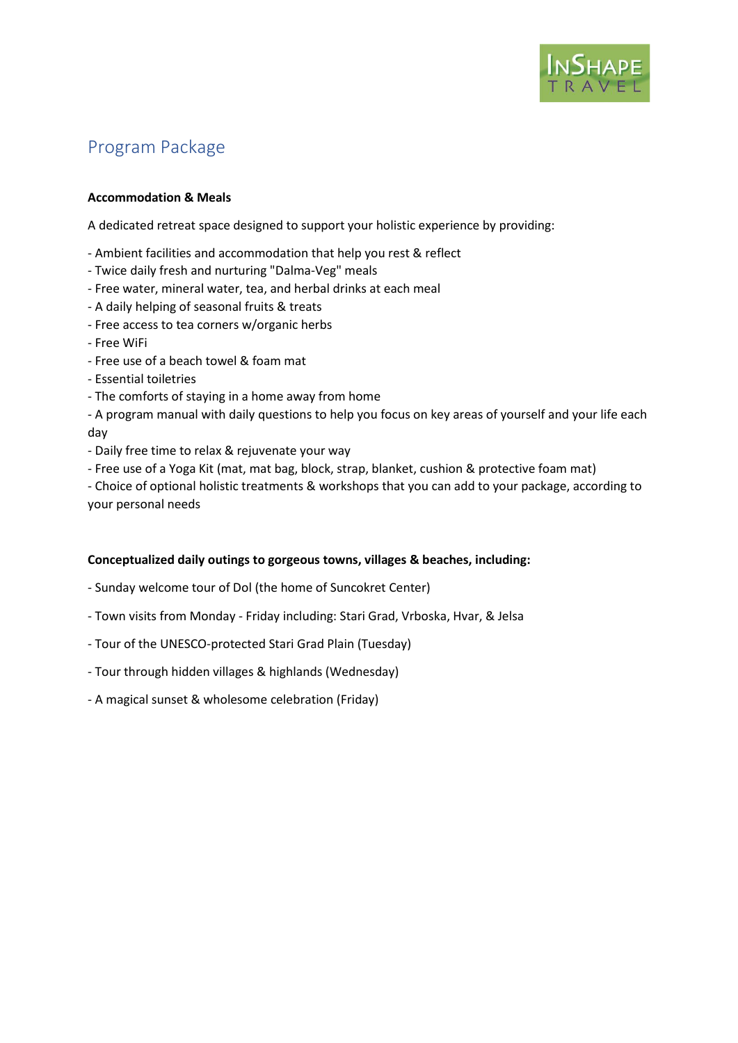## Program Package

**Accommodation & Meals**

A dedicated retreat space designed to support your holistic experience by providing:

- Ambient facilities and accommodation that help you rest & reflect
- Twice daily fresh and nurturing "Dalma-Veg" meals
- Free water, mineral water, tea, and herbal drinks at each meal
- A daily helping of seasonal fruits & treats
- Free access to tea corners w/organic herbs
- Free WiFi
- Free use of a beach towel & foam mat
- Essential toiletries
- The comforts of staying in a home away from home
- A program manual with daily questions to help you focus on key areas of yourself and your life each day
- Daily free time to relax & rejuvenate your way
- Free use of a Yoga Kit (mat, mat bag, block, strap, blanket, cushion & protective foam mat)
- Choice of optional holistic treatments & workshops that you can add to your package, according to your personal needs

**Conceptualized daily outings to gorgeous towns, villages & beaches, including:**

- Sunday welcome tour of Dol (the home of Suncokret Center)

- Town visits from Monday - Friday including: Stari Grad, Vrboska, Hvar, & Jelsa

- Tour of the UNESCO-protected Stari Grad Plain (Tuesday)

- Tour through hidden villages & highlands (Wednesday)

- A magical sunset & wholesome celebration (Friday)